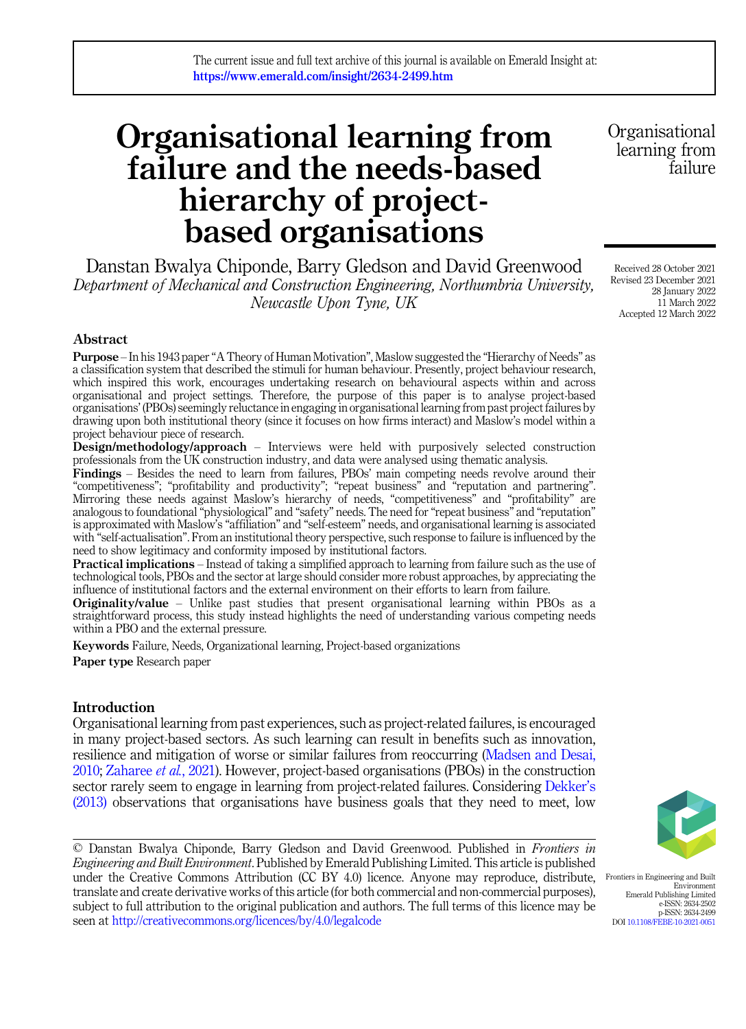The current issue and full text archive of this journal is available on Emerald Insight at: https://www.emerald.com/insight/2634-2499.htm

# Organisational learning from failure and the needs-based hierarchy of project-based organisations

Danstan Bwalya Chiponde, Barry Gledson and David Greenwood

*Department of Mechanical and Construction Engineering, Northumbria University, Newcastle Upon Tyne, UK*

Received 28 October 2021
Revised 23 December 2021
28 January 2022
11 March 2022
Accepted 12 March 2022

## Abstract

**Purpose** – In his 1943 paper "A Theory of Human Motivation", Maslow suggested the "Hierarchy of Needs" as a classification system that described the stimuli for human behaviour. Presently, project behaviour research, which inspired this work, encourages undertaking research on behavioural aspects within and across organisational and project settings. Therefore, the purpose of this paper is to analyse project-based organisations' (PBOs) seemingly reluctance in engaging in organisational learning from past project failures by drawing upon both institutional theory (since it focuses on how firms interact) and Maslow's model within a project behaviour piece of research.

**Design/methodology/approach** – Interviews were held with purposively selected construction professionals from the UK construction industry, and data were analysed using thematic analysis.

**Findings** – Besides the need to learn from failures, PBOs' main competing needs revolve around their "competitiveness"; "profitability and productivity"; "repeat business" and "reputation and partnering". Mirroring these needs against Maslow's hierarchy of needs, "competitiveness" and "profitability" are analogous to foundational "physiological" and "safety" needs. The need for "repeat business" and "reputation" is approximated with Maslow's "affiliation" and "self-esteem" needs, and organisational learning is associated with "self-actualisation". From an institutional theory perspective, such response to failure is influenced by the need to show legitimacy and conformity imposed by institutional factors.

**Practical implications** – Instead of taking a simplified approach to learning from failure such as the use of technological tools, PBOs and the sector at large should consider more robust approaches, by appreciating the influence of institutional factors and the external environment on their efforts to learn from failure.

**Originality/value** – Unlike past studies that present organisational learning within PBOs as a straightforward process, this study instead highlights the need of understanding various competing needs within a PBO and the external pressure.

**Keywords** Failure, Needs, Organizational learning, Project-based organizations

**Paper type** Research paper

## Introduction

Organisational learning from past experiences, such as project-related failures, is encouraged in many project-based sectors. As such learning can result in benefits such as innovation, resilience and mitigation of worse or similar failures from reoccurring (Madsen and Desai, 2010; Zaharee *et al.*, 2021). However, project-based organisations (PBOs) in the construction sector rarely seem to engage in learning from project-related failures. Considering Dekker's (2013) observations that organisations have business goals that they need to meet, low

© Danstan Bwalya Chiponde, Barry Gledson and David Greenwood. Published in *Frontiers in Engineering and Built Environment*. Published by Emerald Publishing Limited. This article is published under the Creative Commons Attribution (CC BY 4.0) licence. Anyone may reproduce, distribute, translate and create derivative works of this article (for both commercial and non-commercial purposes), subject to full attribution to the original publication and authors. The full terms of this licence may be seen at http://creativecommons.org/licences/by/4.0/legalcode

Frontiers in Engineering and Built Environment
Emerald Publishing Limited
e-ISSN: 2634-2502
p-ISSN: 2634-2499
DOI 10.1108/FEBE-10-2021-0051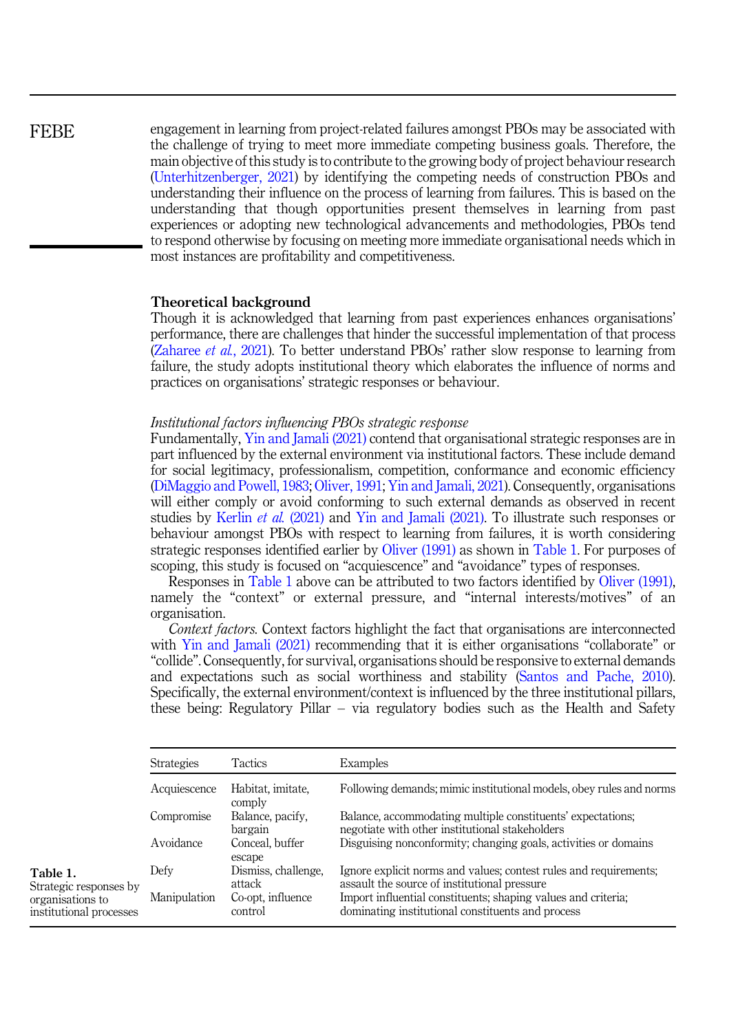engagement in learning from project-related failures amongst PBOs may be associated with the challenge of trying to meet more immediate competing business goals. Therefore, the main objective of this study is to contribute to the growing body of project behaviour research (Unterhitzenberger, 2021) by identifying the competing needs of construction PBOs and understanding their influence on the process of learning from failures. This is based on the understanding that though opportunities present themselves in learning from past experiences or adopting new technological advancements and methodologies, PBOs tend to respond otherwise by focusing on meeting more immediate organisational needs which in most instances are profitability and competitiveness.

## Theoretical background

Though it is acknowledged that learning from past experiences enhances organisations' performance, there are challenges that hinder the successful implementation of that process (Zaharee *et al.*, 2021). To better understand PBOs' rather slow response to learning from failure, the study adopts institutional theory which elaborates the influence of norms and practices on organisations' strategic responses or behaviour.

### *Institutional factors influencing PBOs strategic response*

Fundamentally, Yin and Jamali (2021) contend that organisational strategic responses are in part influenced by the external environment via institutional factors. These include demand for social legitimacy, professionalism, competition, conformance and economic efficiency (DiMaggio and Powell, 1983; Oliver, 1991; Yin and Jamali, 2021). Consequently, organisations will either comply or avoid conforming to such external demands as observed in recent studies by Kerlin *et al.* (2021) and Yin and Jamali (2021). To illustrate such responses or behaviour amongst PBOs with respect to learning from failures, it is worth considering strategic responses identified earlier by Oliver (1991) as shown in Table 1. For purposes of scoping, this study is focused on "acquiescence" and "avoidance" types of responses.

Responses in Table 1 above can be attributed to two factors identified by Oliver (1991), namely the "context" or external pressure, and "internal interests/motives" of an organisation.

*Context factors.* Context factors highlight the fact that organisations are interconnected with Yin and Jamali (2021) recommending that it is either organisations "collaborate" or "collide". Consequently, for survival, organisations should be responsive to external demands and expectations such as social worthiness and stability (Santos and Pache, 2010). Specifically, the external environment/context is influenced by the three institutional pillars, these being: Regulatory Pillar – via regulatory bodies such as the Health and Safety

| Strategies | Tactics | Examples |
|---|---|---|
| Acquiescence | Habitat, imitate, comply | Following demands; mimic institutional models, obey rules and norms |
| Compromise | Balance, pacify, bargain | Balance, accommodating multiple constituents' expectations; negotiate with other institutional stakeholders |
| Avoidance | Conceal, buffer escape | Disguising nonconformity; changing goals, activities or domains |
| Defy | Dismiss, challenge, attack | Ignore explicit norms and values; contest rules and requirements; assault the source of institutional pressure |
| Manipulation | Co-opt, influence control | Import influential constituents; shaping values and criteria; dominating institutional constituents and process |

**Table 1.** Strategic responses by organisations to institutional processes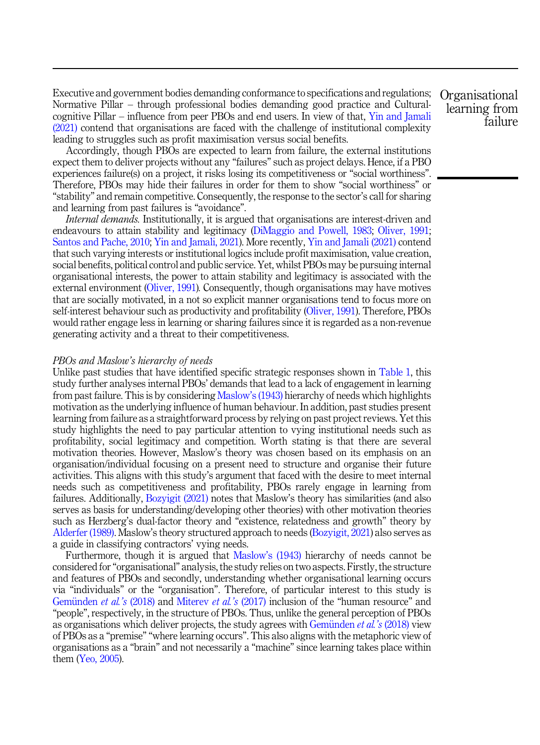Executive and government bodies demanding conformance to specifications and regulations; Normative Pillar – through professional bodies demanding good practice and Cultural-cognitive Pillar – influence from peer PBOs and end users. In view of that, Yin and Jamali (2021) contend that organisations are faced with the challenge of institutional complexity leading to struggles such as profit maximisation versus social benefits.

Accordingly, though PBOs are expected to learn from failure, the external institutions expect them to deliver projects without any "failures" such as project delays. Hence, if a PBO experiences failure(s) on a project, it risks losing its competitiveness or "social worthiness". Therefore, PBOs may hide their failures in order for them to show "social worthiness" or "stability" and remain competitive. Consequently, the response to the sector's call for sharing and learning from past failures is "avoidance".

*Internal demands.* Institutionally, it is argued that organisations are interest-driven and endeavours to attain stability and legitimacy (DiMaggio and Powell, 1983; Oliver, 1991; Santos and Pache, 2010; Yin and Jamali, 2021). More recently, Yin and Jamali (2021) contend that such varying interests or institutional logics include profit maximisation, value creation, social benefits, political control and public service. Yet, whilst PBOs may be pursuing internal organisational interests, the power to attain stability and legitimacy is associated with the external environment (Oliver, 1991). Consequently, though organisations may have motives that are socially motivated, in a not so explicit manner organisations tend to focus more on self-interest behaviour such as productivity and profitability (Oliver, 1991). Therefore, PBOs would rather engage less in learning or sharing failures since it is regarded as a non-revenue generating activity and a threat to their competitiveness.

*PBOs and Maslow's hierarchy of needs*

Unlike past studies that have identified specific strategic responses shown in Table 1, this study further analyses internal PBOs' demands that lead to a lack of engagement in learning from past failure. This is by considering Maslow's (1943) hierarchy of needs which highlights motivation as the underlying influence of human behaviour. In addition, past studies present learning from failure as a straightforward process by relying on past project reviews. Yet this study highlights the need to pay particular attention to vying institutional needs such as profitability, social legitimacy and competition. Worth stating is that there are several motivation theories. However, Maslow's theory was chosen based on its emphasis on an organisation/individual focusing on a present need to structure and organise their future activities. This aligns with this study's argument that faced with the desire to meet internal needs such as competitiveness and profitability, PBOs rarely engage in learning from failures. Additionally, Bozyigit (2021) notes that Maslow's theory has similarities (and also serves as basis for understanding/developing other theories) with other motivation theories such as Herzberg's dual-factor theory and "existence, relatedness and growth" theory by Alderfer (1989). Maslow's theory structured approach to needs (Bozyigit, 2021) also serves as a guide in classifying contractors' vying needs.

Furthermore, though it is argued that Maslow's (1943) hierarchy of needs cannot be considered for "organisational" analysis, the study relies on two aspects. Firstly, the structure and features of PBOs and secondly, understanding whether organisational learning occurs via "individuals" or the "organisation". Therefore, of particular interest to this study is Gemünden *et al.'s* (2018) and Miterev *et al.'s* (2017) inclusion of the "human resource" and "people", respectively, in the structure of PBOs. Thus, unlike the general perception of PBOs as organisations which deliver projects, the study agrees with Gemünden *et al.'s* (2018) view of PBOs as a "premise" "where learning occurs". This also aligns with the metaphoric view of organisations as a "brain" and not necessarily a "machine" since learning takes place within them (Yeo, 2005).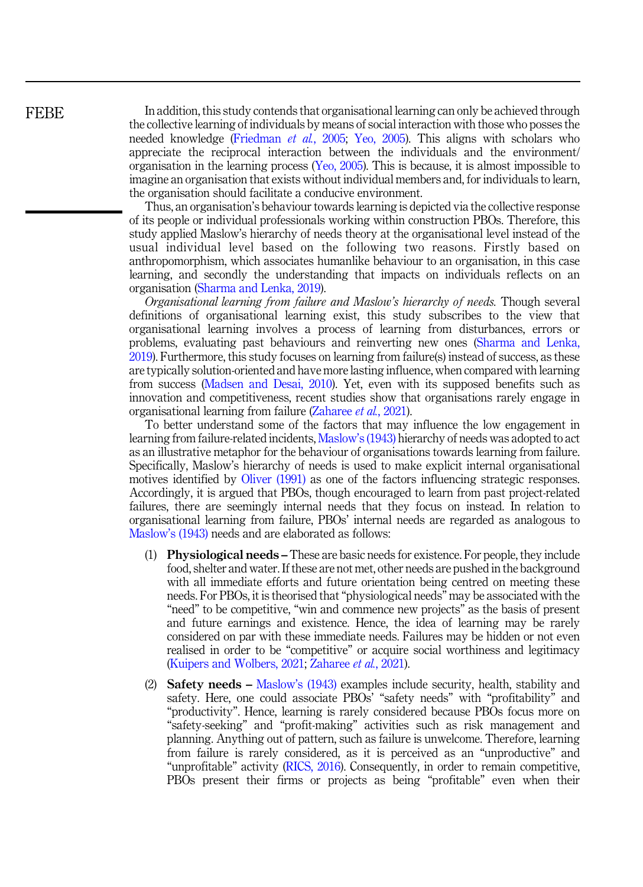In addition, this study contends that organisational learning can only be achieved through the collective learning of individuals by means of social interaction with those who posses the needed knowledge (Friedman *et al.*, 2005; Yeo, 2005). This aligns with scholars who appreciate the reciprocal interaction between the individuals and the environment/ organisation in the learning process (Yeo, 2005). This is because, it is almost impossible to imagine an organisation that exists without individual members and, for individuals to learn, the organisation should facilitate a conducive environment.

Thus, an organisation's behaviour towards learning is depicted via the collective response of its people or individual professionals working within construction PBOs. Therefore, this study applied Maslow's hierarchy of needs theory at the organisational level instead of the usual individual level based on the following two reasons. Firstly based on anthropomorphism, which associates humanlike behaviour to an organisation, in this case learning, and secondly the understanding that impacts on individuals reflects on an organisation (Sharma and Lenka, 2019).

*Organisational learning from failure and Maslow's hierarchy of needs.* Though several definitions of organisational learning exist, this study subscribes to the view that organisational learning involves a process of learning from disturbances, errors or problems, evaluating past behaviours and reinverting new ones (Sharma and Lenka, 2019). Furthermore, this study focuses on learning from failure(s) instead of success, as these are typically solution-oriented and have more lasting influence, when compared with learning from success (Madsen and Desai, 2010). Yet, even with its supposed benefits such as innovation and competitiveness, recent studies show that organisations rarely engage in organisational learning from failure (Zaharee *et al.*, 2021).

To better understand some of the factors that may influence the low engagement in learning from failure-related incidents, Maslow's (1943) hierarchy of needs was adopted to act as an illustrative metaphor for the behaviour of organisations towards learning from failure. Specifically, Maslow's hierarchy of needs is used to make explicit internal organisational motives identified by Oliver (1991) as one of the factors influencing strategic responses. Accordingly, it is argued that PBOs, though encouraged to learn from past project-related failures, there are seemingly internal needs that they focus on instead. In relation to organisational learning from failure, PBOs' internal needs are regarded as analogous to Maslow's (1943) needs and are elaborated as follows:

(1) **Physiological needs –** These are basic needs for existence. For people, they include food, shelter and water. If these are not met, other needs are pushed in the background with all immediate efforts and future orientation being centred on meeting these needs. For PBOs, it is theorised that "physiological needs" may be associated with the "need" to be competitive, "win and commence new projects" as the basis of present and future earnings and existence. Hence, the idea of learning may be rarely considered on par with these immediate needs. Failures may be hidden or not even realised in order to be "competitive" or acquire social worthiness and legitimacy (Kuipers and Wolbers, 2021; Zaharee *et al.*, 2021).

(2) **Safety needs –** Maslow's (1943) examples include security, health, stability and safety. Here, one could associate PBOs' "safety needs" with "profitability" and "productivity". Hence, learning is rarely considered because PBOs focus more on "safety-seeking" and "profit-making" activities such as risk management and planning. Anything out of pattern, such as failure is unwelcome. Therefore, learning from failure is rarely considered, as it is perceived as an "unproductive" and "unprofitable" activity (RICS, 2016). Consequently, in order to remain competitive, PBOs present their firms or projects as being "profitable" even when their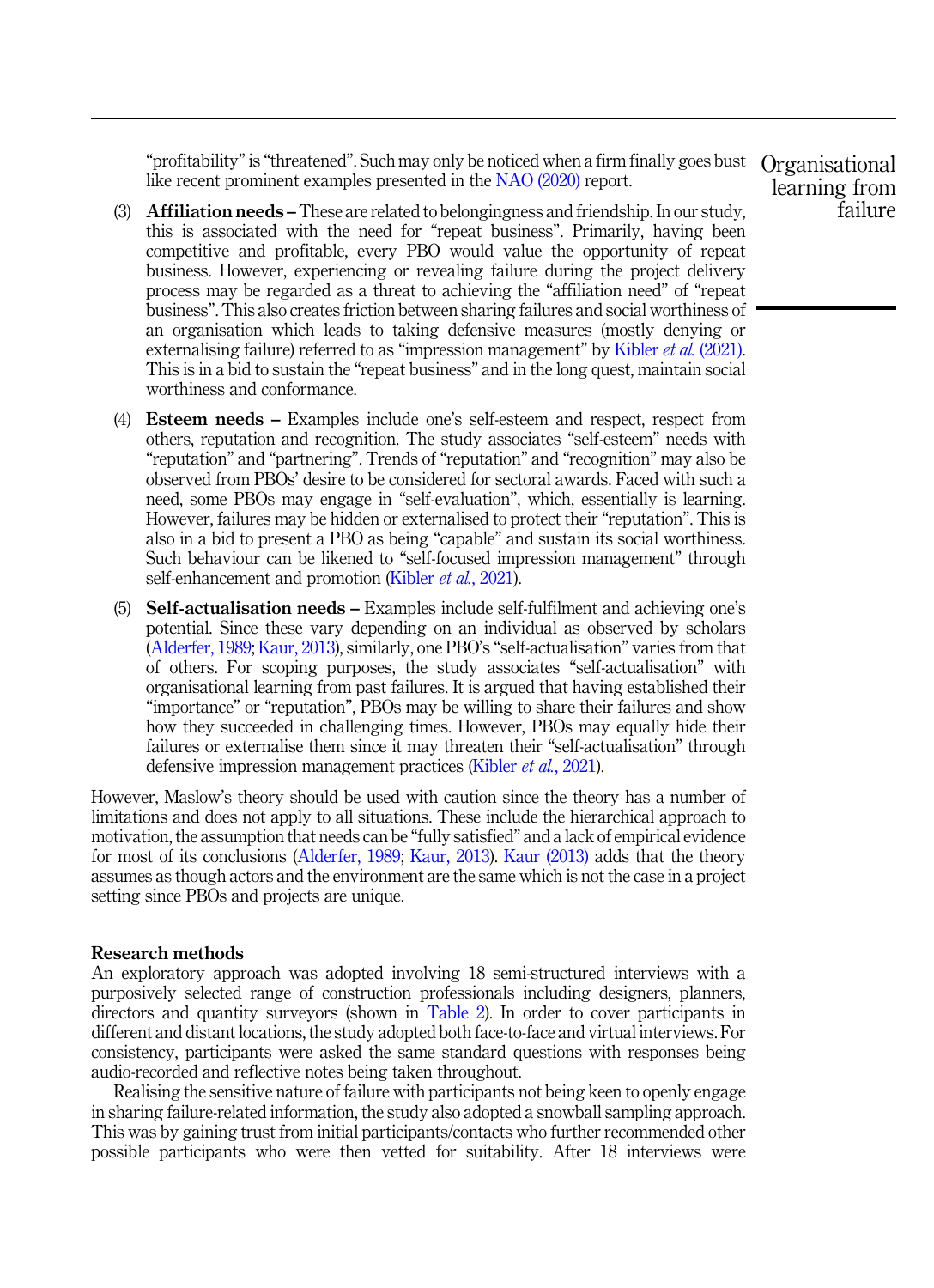"profitability" is "threatened". Such may only be noticed when a firm finally goes bust like recent prominent examples presented in the NAO (2020) report.

(3) **Affiliation needs –** These are related to belongingness and friendship. In our study, this is associated with the need for "repeat business". Primarily, having been competitive and profitable, every PBO would value the opportunity of repeat business. However, experiencing or revealing failure during the project delivery process may be regarded as a threat to achieving the "affiliation need" of "repeat business". This also creates friction between sharing failures and social worthiness of an organisation which leads to taking defensive measures (mostly denying or externalising failure) referred to as "impression management" by Kibler *et al.* (2021). This is in a bid to sustain the "repeat business" and in the long quest, maintain social worthiness and conformance.

(4) **Esteem needs –** Examples include one's self-esteem and respect, respect from others, reputation and recognition. The study associates "self-esteem" needs with "reputation" and "partnering". Trends of "reputation" and "recognition" may also be observed from PBOs' desire to be considered for sectoral awards. Faced with such a need, some PBOs may engage in "self-evaluation", which, essentially is learning. However, failures may be hidden or externalised to protect their "reputation". This is also in a bid to present a PBO as being "capable" and sustain its social worthiness. Such behaviour can be likened to "self-focused impression management" through self-enhancement and promotion (Kibler *et al.*, 2021).

(5) **Self-actualisation needs –** Examples include self-fulfilment and achieving one's potential. Since these vary depending on an individual as observed by scholars (Alderfer, 1989; Kaur, 2013), similarly, one PBO's "self-actualisation" varies from that of others. For scoping purposes, the study associates "self-actualisation" with organisational learning from past failures. It is argued that having established their "importance" or "reputation", PBOs may be willing to share their failures and show how they succeeded in challenging times. However, PBOs may equally hide their failures or externalise them since it may threaten their "self-actualisation" through defensive impression management practices (Kibler *et al.*, 2021).

However, Maslow's theory should be used with caution since the theory has a number of limitations and does not apply to all situations. These include the hierarchical approach to motivation, the assumption that needs can be "fully satisfied" and a lack of empirical evidence for most of its conclusions (Alderfer, 1989; Kaur, 2013). Kaur (2013) adds that the theory assumes as though actors and the environment are the same which is not the case in a project setting since PBOs and projects are unique.

## Research methods

An exploratory approach was adopted involving 18 semi-structured interviews with a purposively selected range of construction professionals including designers, planners, directors and quantity surveyors (shown in Table 2). In order to cover participants in different and distant locations, the study adopted both face-to-face and virtual interviews. For consistency, participants were asked the same standard questions with responses being audio-recorded and reflective notes being taken throughout.

Realising the sensitive nature of failure with participants not being keen to openly engage in sharing failure-related information, the study also adopted a snowball sampling approach. This was by gaining trust from initial participants/contacts who further recommended other possible participants who were then vetted for suitability. After 18 interviews were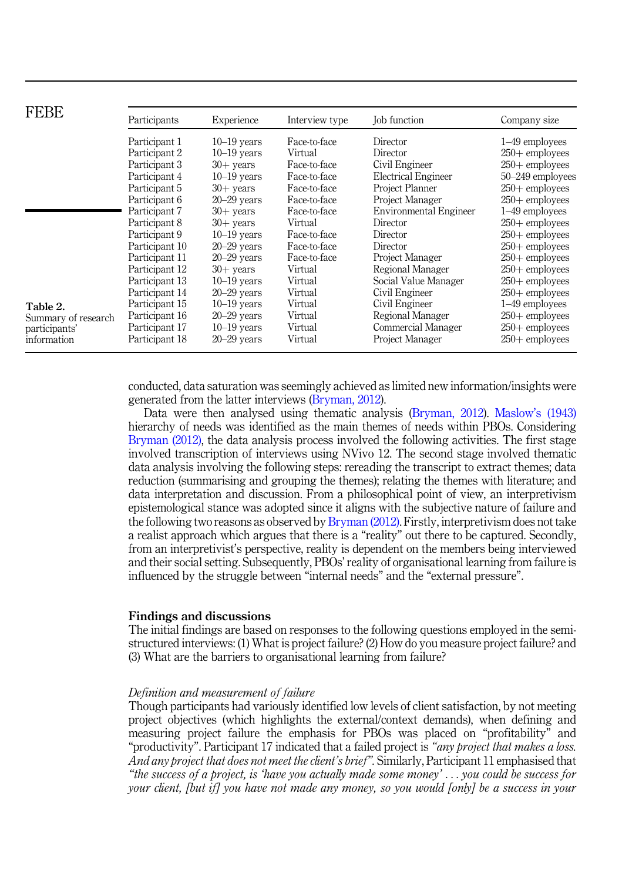| Participants | Experience | Interview type | Job function | Company size |
|---|---|---|---|---|
| Participant 1 | 10–19 years | Face-to-face | Director | 1–49 employees |
| Participant 2 | 10–19 years | Virtual | Director | 250+ employees |
| Participant 3 | 30+ years | Face-to-face | Civil Engineer | 250+ employees |
| Participant 4 | 10–19 years | Face-to-face | Electrical Engineer | 50–249 employees |
| Participant 5 | 30+ years | Face-to-face | Project Planner | 250+ employees |
| Participant 6 | 20–29 years | Face-to-face | Project Manager | 250+ employees |
| Participant 7 | 30+ years | Face-to-face | Environmental Engineer | 1–49 employees |
| Participant 8 | 30+ years | Virtual | Director | 250+ employees |
| Participant 9 | 10–19 years | Face-to-face | Director | 250+ employees |
| Participant 10 | 20–29 years | Face-to-face | Director | 250+ employees |
| Participant 11 | 20–29 years | Face-to-face | Project Manager | 250+ employees |
| Participant 12 | 30+ years | Virtual | Regional Manager | 250+ employees |
| Participant 13 | 10–19 years | Virtual | Social Value Manager | 250+ employees |
| Participant 14 | 20–29 years | Virtual | Civil Engineer | 250+ employees |
| Participant 15 | 10–19 years | Virtual | Civil Engineer | 1–49 employees |
| Participant 16 | 20–29 years | Virtual | Regional Manager | 250+ employees |
| Participant 17 | 10–19 years | Virtual | Commercial Manager | 250+ employees |
| Participant 18 | 20–29 years | Virtual | Project Manager | 250+ employees |

**Table 2.** Summary of research participants' information

conducted, data saturation was seemingly achieved as limited new information/insights were generated from the latter interviews (Bryman, 2012).

Data were then analysed using thematic analysis (Bryman, 2012). Maslow's (1943) hierarchy of needs was identified as the main themes of needs within PBOs. Considering Bryman (2012), the data analysis process involved the following activities. The first stage involved transcription of interviews using NVivo 12. The second stage involved thematic data analysis involving the following steps: rereading the transcript to extract themes; data reduction (summarising and grouping the themes); relating the themes with literature; and data interpretation and discussion. From a philosophical point of view, an interpretivism epistemological stance was adopted since it aligns with the subjective nature of failure and the following two reasons as observed by Bryman (2012). Firstly, interpretivism does not take a realist approach which argues that there is a "reality" out there to be captured. Secondly, from an interpretivist's perspective, reality is dependent on the members being interviewed and their social setting. Subsequently, PBOs' reality of organisational learning from failure is influenced by the struggle between "internal needs" and the "external pressure".

## Findings and discussions

The initial findings are based on responses to the following questions employed in the semi-structured interviews: (1) What is project failure? (2) How do you measure project failure? and (3) What are the barriers to organisational learning from failure?

### *Definition and measurement of failure*

Though participants had variously identified low levels of client satisfaction, by not meeting project objectives (which highlights the external/context demands), when defining and measuring project failure the emphasis for PBOs was placed on "profitability" and "productivity". Participant 17 indicated that a failed project is *"any project that makes a loss. And any project that does not meet the client's brief"*. Similarly, Participant 11 emphasised that *"the success of a project, is 'have you actually made some money' . . . you could be success for your client, [but if] you have not made any money, so you would [only] be a success in your*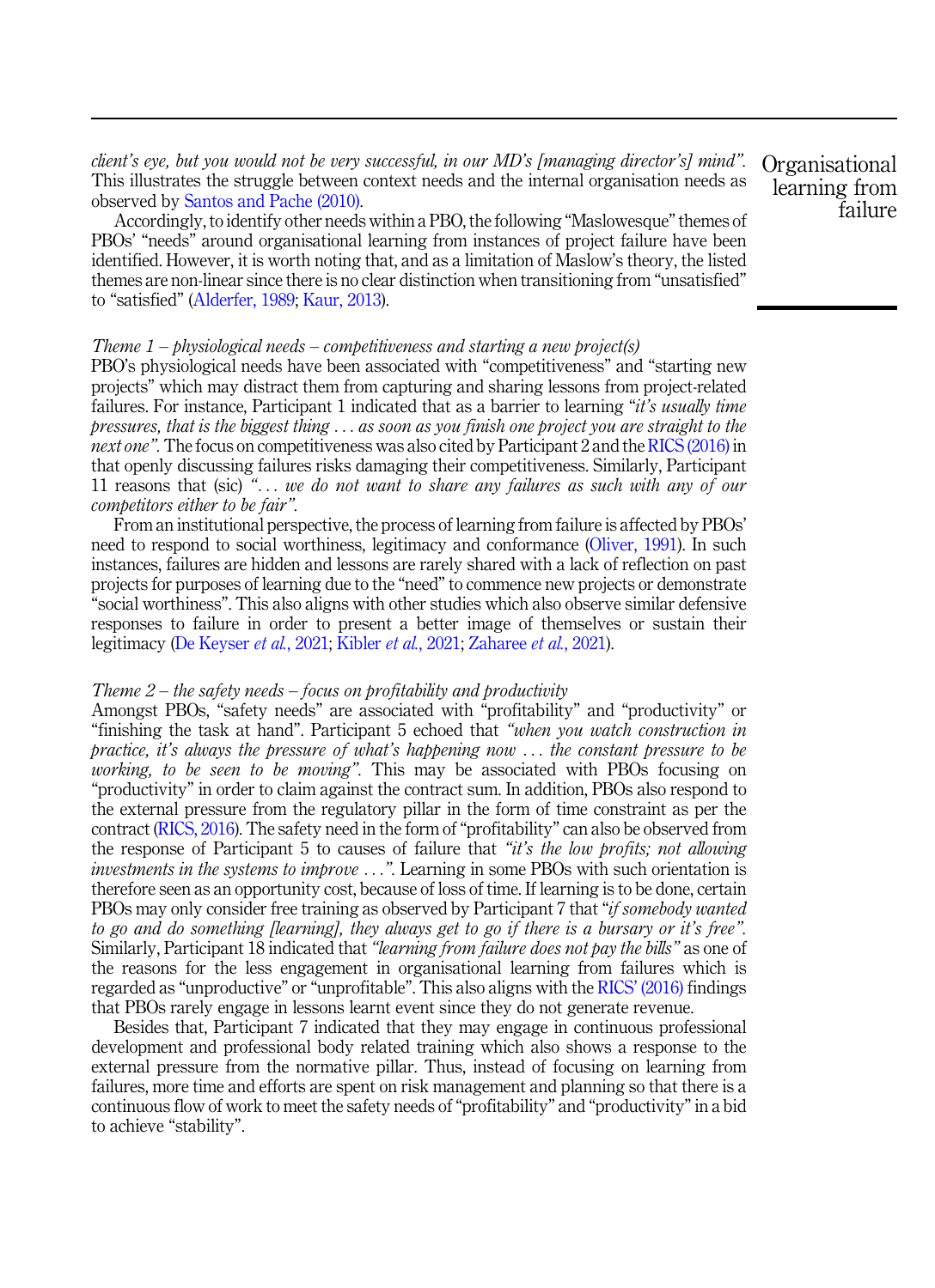*client's eye, but you would not be very successful, in our MD's [managing director's] mind".* This illustrates the struggle between context needs and the internal organisation needs as observed by Santos and Pache (2010).

Accordingly, to identify other needs within a PBO, the following "Maslowesque" themes of PBOs' "needs" around organisational learning from instances of project failure have been identified. However, it is worth noting that, and as a limitation of Maslow's theory, the listed themes are non-linear since there is no clear distinction when transitioning from "unsatisfied" to "satisfied" (Alderfer, 1989; Kaur, 2013).

### *Theme 1 – physiological needs – competitiveness and starting a new project(s)*

PBO's physiological needs have been associated with "competitiveness" and "starting new projects" which may distract them from capturing and sharing lessons from project-related failures. For instance, Participant 1 indicated that as a barrier to learning *"it's usually time pressures, that is the biggest thing . . . as soon as you finish one project you are straight to the next one".* The focus on competitiveness was also cited by Participant 2 and the RICS (2016) in that openly discussing failures risks damaging their competitiveness. Similarly, Participant 11 reasons that (sic) *". . . we do not want to share any failures as such with any of our competitors either to be fair".*

From an institutional perspective, the process of learning from failure is affected by PBOs' need to respond to social worthiness, legitimacy and conformance (Oliver, 1991). In such instances, failures are hidden and lessons are rarely shared with a lack of reflection on past projects for purposes of learning due to the "need" to commence new projects or demonstrate "social worthiness". This also aligns with other studies which also observe similar defensive responses to failure in order to present a better image of themselves or sustain their legitimacy (De Keyser *et al.*, 2021; Kibler *et al.*, 2021; Zaharee *et al.*, 2021).

### *Theme 2 – the safety needs – focus on profitability and productivity*

Amongst PBOs, "safety needs" are associated with "profitability" and "productivity" or "finishing the task at hand". Participant 5 echoed that *"when you watch construction in practice, it's always the pressure of what's happening now . . . the constant pressure to be working, to be seen to be moving".* This may be associated with PBOs focusing on "productivity" in order to claim against the contract sum. In addition, PBOs also respond to the external pressure from the regulatory pillar in the form of time constraint as per the contract (RICS, 2016). The safety need in the form of "profitability" can also be observed from the response of Participant 5 to causes of failure that *"it's the low profits; not allowing investments in the systems to improve . . .".* Learning in some PBOs with such orientation is therefore seen as an opportunity cost, because of loss of time. If learning is to be done, certain PBOs may only consider free training as observed by Participant 7 that *"if somebody wanted to go and do something [learning], they always get to go if there is a bursary or it's free".* Similarly, Participant 18 indicated that *"learning from failure does not pay the bills"* as one of the reasons for the less engagement in organisational learning from failures which is regarded as "unproductive" or "unprofitable". This also aligns with the RICS' (2016) findings that PBOs rarely engage in lessons learnt event since they do not generate revenue.

Besides that, Participant 7 indicated that they may engage in continuous professional development and professional body related training which also shows a response to the external pressure from the normative pillar. Thus, instead of focusing on learning from failures, more time and efforts are spent on risk management and planning so that there is a continuous flow of work to meet the safety needs of "profitability" and "productivity" in a bid to achieve "stability".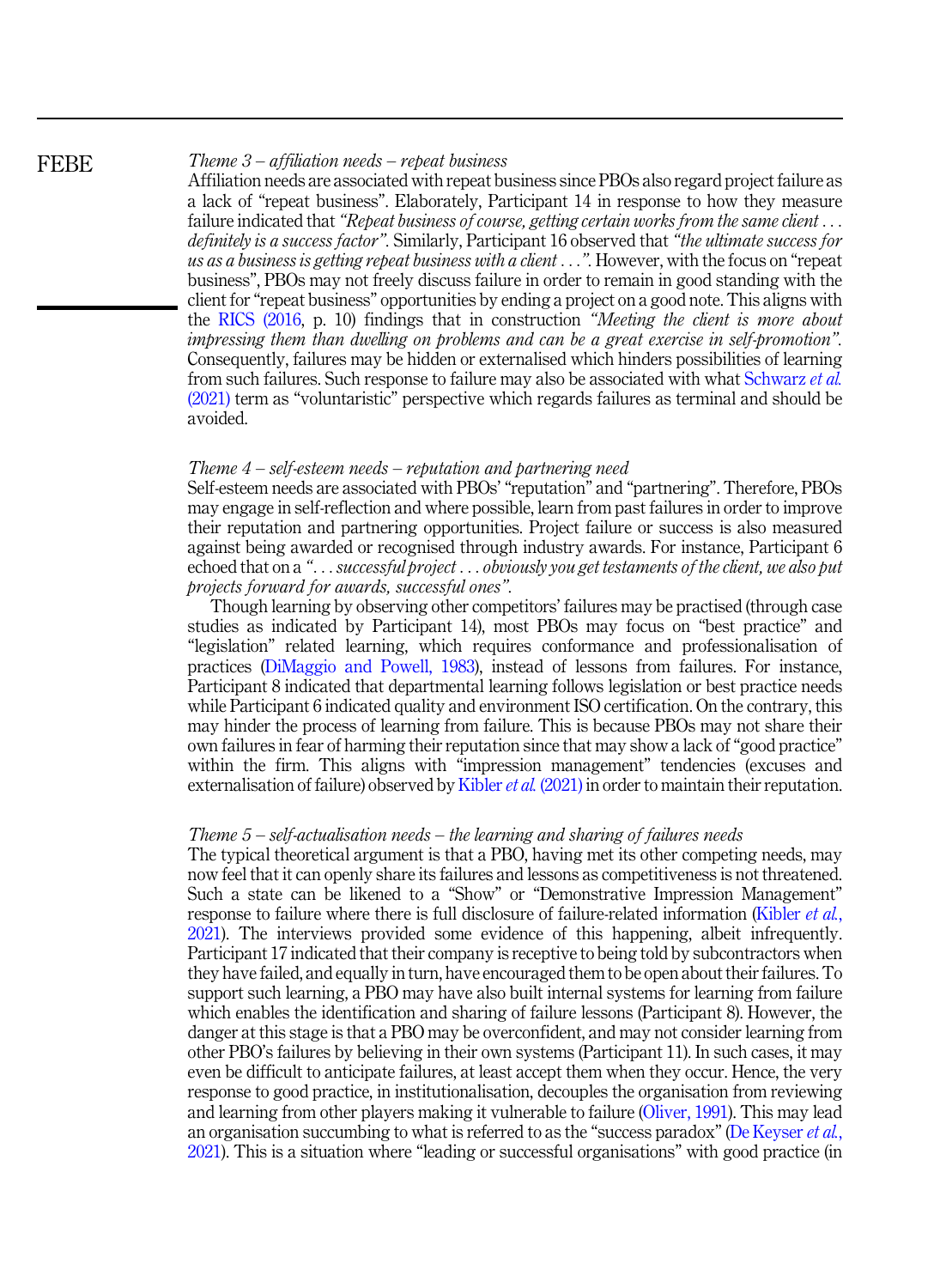*Theme 3 – affiliation needs – repeat business*

Affiliation needs are associated with repeat business since PBOs also regard project failure as a lack of "repeat business". Elaborately, Participant 14 in response to how they measure failure indicated that *"Repeat business of course, getting certain works from the same client . . . definitely is a success factor"*. Similarly, Participant 16 observed that *"the ultimate success for us as a business is getting repeat business with a client . . ."*. However, with the focus on "repeat business", PBOs may not freely discuss failure in order to remain in good standing with the client for "repeat business" opportunities by ending a project on a good note. This aligns with the RICS (2016, p. 10) findings that in construction *"Meeting the client is more about impressing them than dwelling on problems and can be a great exercise in self-promotion"*. Consequently, failures may be hidden or externalised which hinders possibilities of learning from such failures. Such response to failure may also be associated with what Schwarz *et al.* (2021) term as "voluntaristic" perspective which regards failures as terminal and should be avoided.

*Theme 4 – self-esteem needs – reputation and partnering need*

Self-esteem needs are associated with PBOs' "reputation" and "partnering". Therefore, PBOs may engage in self-reflection and where possible, learn from past failures in order to improve their reputation and partnering opportunities. Project failure or success is also measured against being awarded or recognised through industry awards. For instance, Participant 6 echoed that on a *". . . successful project . . . obviously you get testaments of the client, we also put projects forward for awards, successful ones"*.

Though learning by observing other competitors' failures may be practised (through case studies as indicated by Participant 14), most PBOs may focus on "best practice" and "legislation" related learning, which requires conformance and professionalisation of practices (DiMaggio and Powell, 1983), instead of lessons from failures. For instance, Participant 8 indicated that departmental learning follows legislation or best practice needs while Participant 6 indicated quality and environment ISO certification. On the contrary, this may hinder the process of learning from failure. This is because PBOs may not share their own failures in fear of harming their reputation since that may show a lack of "good practice" within the firm. This aligns with "impression management" tendencies (excuses and externalisation of failure) observed by Kibler *et al.* (2021) in order to maintain their reputation.

*Theme 5 – self-actualisation needs – the learning and sharing of failures needs*

The typical theoretical argument is that a PBO, having met its other competing needs, may now feel that it can openly share its failures and lessons as competitiveness is not threatened. Such a state can be likened to a "Show" or "Demonstrative Impression Management" response to failure where there is full disclosure of failure-related information (Kibler *et al.*, 2021). The interviews provided some evidence of this happening, albeit infrequently. Participant 17 indicated that their company is receptive to being told by subcontractors when they have failed, and equally in turn, have encouraged them to be open about their failures. To support such learning, a PBO may have also built internal systems for learning from failure which enables the identification and sharing of failure lessons (Participant 8). However, the danger at this stage is that a PBO may be overconfident, and may not consider learning from other PBO's failures by believing in their own systems (Participant 11). In such cases, it may even be difficult to anticipate failures, at least accept them when they occur. Hence, the very response to good practice, in institutionalisation, decouples the organisation from reviewing and learning from other players making it vulnerable to failure (Oliver, 1991). This may lead an organisation succumbing to what is referred to as the "success paradox" (De Keyser *et al.*, 2021). This is a situation where "leading or successful organisations" with good practice (in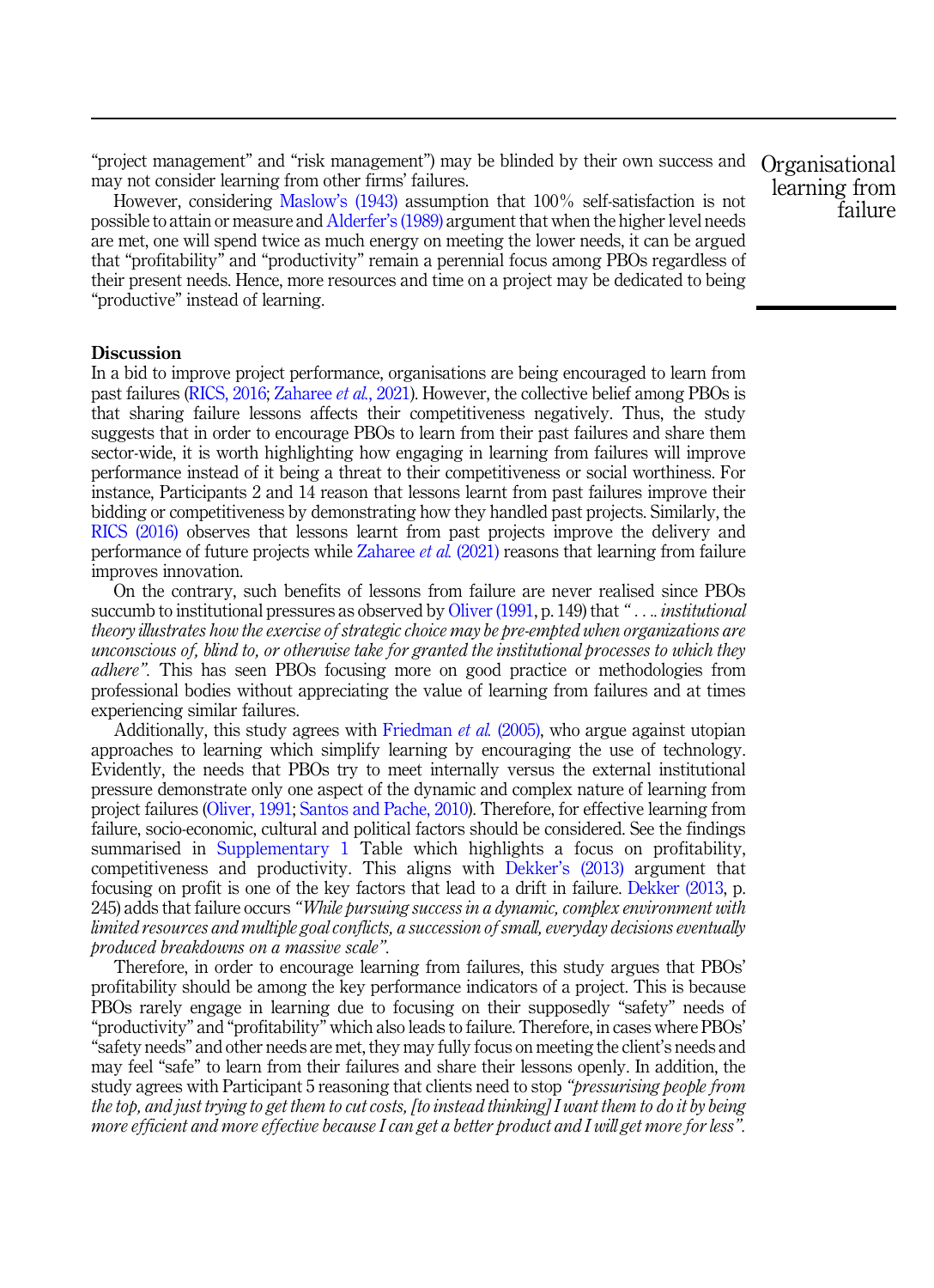"project management" and "risk management") may be blinded by their own success and may not consider learning from other firms' failures.

However, considering Maslow's (1943) assumption that 100% self-satisfaction is not possible to attain or measure and Alderfer's (1989) argument that when the higher level needs are met, one will spend twice as much energy on meeting the lower needs, it can be argued that "profitability" and "productivity" remain a perennial focus among PBOs regardless of their present needs. Hence, more resources and time on a project may be dedicated to being "productive" instead of learning.

## Discussion

In a bid to improve project performance, organisations are being encouraged to learn from past failures (RICS, 2016; Zaharee *et al.*, 2021). However, the collective belief among PBOs is that sharing failure lessons affects their competitiveness negatively. Thus, the study suggests that in order to encourage PBOs to learn from their past failures and share them sector-wide, it is worth highlighting how engaging in learning from failures will improve performance instead of it being a threat to their competitiveness or social worthiness. For instance, Participants 2 and 14 reason that lessons learnt from past failures improve their bidding or competitiveness by demonstrating how they handled past projects. Similarly, the RICS (2016) observes that lessons learnt from past projects improve the delivery and performance of future projects while Zaharee *et al.* (2021) reasons that learning from failure improves innovation.

On the contrary, such benefits of lessons from failure are never realised since PBOs succumb to institutional pressures as observed by Oliver (1991, p. 149) that *" . . .. institutional theory illustrates how the exercise of strategic choice may be pre-empted when organizations are unconscious of, blind to, or otherwise take for granted the institutional processes to which they adhere"*. This has seen PBOs focusing more on good practice or methodologies from professional bodies without appreciating the value of learning from failures and at times experiencing similar failures.

Additionally, this study agrees with Friedman *et al.* (2005), who argue against utopian approaches to learning which simplify learning by encouraging the use of technology. Evidently, the needs that PBOs try to meet internally versus the external institutional pressure demonstrate only one aspect of the dynamic and complex nature of learning from project failures (Oliver, 1991; Santos and Pache, 2010). Therefore, for effective learning from failure, socio-economic, cultural and political factors should be considered. See the findings summarised in Supplementary 1 Table which highlights a focus on profitability, competitiveness and productivity. This aligns with Dekker's (2013) argument that focusing on profit is one of the key factors that lead to a drift in failure. Dekker (2013, p. 245) adds that failure occurs *"While pursuing success in a dynamic, complex environment with limited resources and multiple goal conflicts, a succession of small, everyday decisions eventually produced breakdowns on a massive scale"*.

Therefore, in order to encourage learning from failures, this study argues that PBOs' profitability should be among the key performance indicators of a project. This is because PBOs rarely engage in learning due to focusing on their supposedly "safety" needs of "productivity" and "profitability" which also leads to failure. Therefore, in cases where PBOs' "safety needs" and other needs are met, they may fully focus on meeting the client's needs and may feel "safe" to learn from their failures and share their lessons openly. In addition, the study agrees with Participant 5 reasoning that clients need to stop *"pressurising people from the top, and just trying to get them to cut costs, [to instead thinking] I want them to do it by being more efficient and more effective because I can get a better product and I will get more for less"*.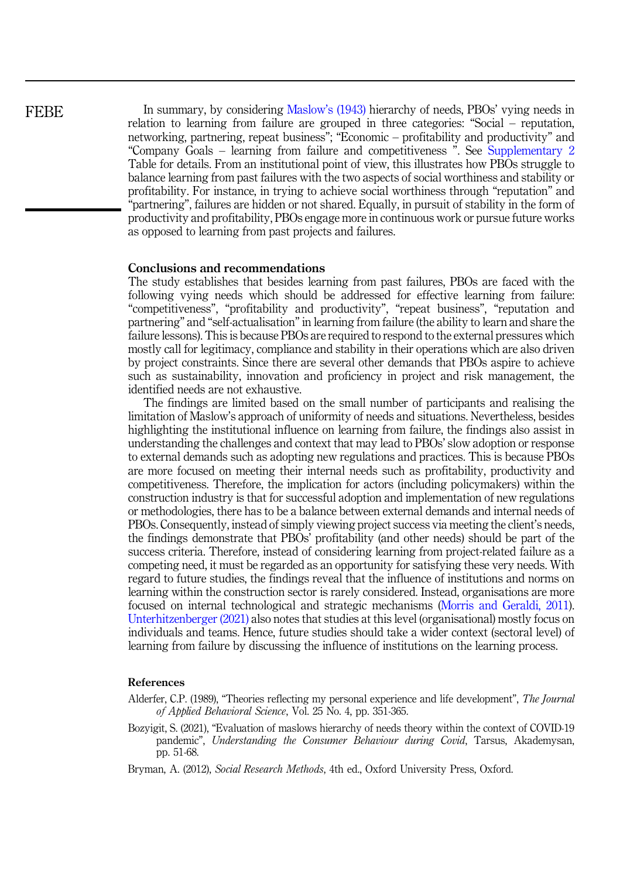In summary, by considering Maslow's (1943) hierarchy of needs, PBOs' vying needs in relation to learning from failure are grouped in three categories: "Social – reputation, networking, partnering, repeat business"; "Economic – profitability and productivity" and "Company Goals – learning from failure and competitiveness ". See Supplementary 2 Table for details. From an institutional point of view, this illustrates how PBOs struggle to balance learning from past failures with the two aspects of social worthiness and stability or profitability. For instance, in trying to achieve social worthiness through "reputation" and "partnering", failures are hidden or not shared. Equally, in pursuit of stability in the form of productivity and profitability, PBOs engage more in continuous work or pursue future works as opposed to learning from past projects and failures.

## Conclusions and recommendations

The study establishes that besides learning from past failures, PBOs are faced with the following vying needs which should be addressed for effective learning from failure: "competitiveness", "profitability and productivity", "repeat business", "reputation and partnering" and "self-actualisation" in learning from failure (the ability to learn and share the failure lessons). This is because PBOs are required to respond to the external pressures which mostly call for legitimacy, compliance and stability in their operations which are also driven by project constraints. Since there are several other demands that PBOs aspire to achieve such as sustainability, innovation and proficiency in project and risk management, the identified needs are not exhaustive.

The findings are limited based on the small number of participants and realising the limitation of Maslow's approach of uniformity of needs and situations. Nevertheless, besides highlighting the institutional influence on learning from failure, the findings also assist in understanding the challenges and context that may lead to PBOs' slow adoption or response to external demands such as adopting new regulations and practices. This is because PBOs are more focused on meeting their internal needs such as profitability, productivity and competitiveness. Therefore, the implication for actors (including policymakers) within the construction industry is that for successful adoption and implementation of new regulations or methodologies, there has to be a balance between external demands and internal needs of PBOs. Consequently, instead of simply viewing project success via meeting the client's needs, the findings demonstrate that PBOs' profitability (and other needs) should be part of the success criteria. Therefore, instead of considering learning from project-related failure as a competing need, it must be regarded as an opportunity for satisfying these very needs. With regard to future studies, the findings reveal that the influence of institutions and norms on learning within the construction sector is rarely considered. Instead, organisations are more focused on internal technological and strategic mechanisms (Morris and Geraldi, 2011). Unterhitzenberger (2021) also notes that studies at this level (organisational) mostly focus on individuals and teams. Hence, future studies should take a wider context (sectoral level) of learning from failure by discussing the influence of institutions on the learning process.

## References

Alderfer, C.P. (1989), "Theories reflecting my personal experience and life development", *The Journal of Applied Behavioral Science*, Vol. 25 No. 4, pp. 351-365.

Bozyigit, S. (2021), "Evaluation of maslows hierarchy of needs theory within the context of COVID-19 pandemic", *Understanding the Consumer Behaviour during Covid*, Tarsus, Akademysan, pp. 51-68.

Bryman, A. (2012), *Social Research Methods*, 4th ed., Oxford University Press, Oxford.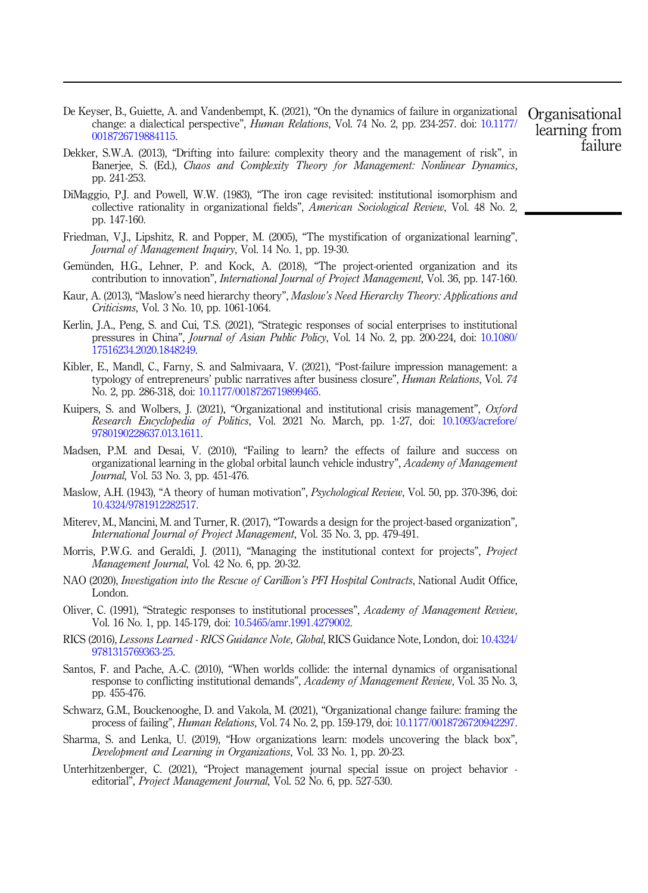De Keyser, B., Guiette, A. and Vandenbempt, K. (2021), "On the dynamics of failure in organizational change: a dialectical perspective", *Human Relations*, Vol. 74 No. 2, pp. 234-257. doi: 10.1177/0018726719884115.

Dekker, S.W.A. (2013), "Drifting into failure: complexity theory and the management of risk", in Banerjee, S. (Ed.), *Chaos and Complexity Theory for Management: Nonlinear Dynamics*, pp. 241-253.

DiMaggio, P.J. and Powell, W.W. (1983), "The iron cage revisited: institutional isomorphism and collective rationality in organizational fields", *American Sociological Review*, Vol. 48 No. 2, pp. 147-160.

Friedman, V.J., Lipshitz, R. and Popper, M. (2005), "The mystification of organizational learning", *Journal of Management Inquiry*, Vol. 14 No. 1, pp. 19-30.

Gemünden, H.G., Lehner, P. and Kock, A. (2018), "The project-oriented organization and its contribution to innovation", *International Journal of Project Management*, Vol. 36, pp. 147-160.

Kaur, A. (2013), "Maslow's need hierarchy theory", *Maslow's Need Hierarchy Theory: Applications and Criticisms*, Vol. 3 No. 10, pp. 1061-1064.

Kerlin, J.A., Peng, S. and Cui, T.S. (2021), "Strategic responses of social enterprises to institutional pressures in China", *Journal of Asian Public Policy*, Vol. 14 No. 2, pp. 200-224, doi: 10.1080/17516234.2020.1848249.

Kibler, E., Mandl, C., Farny, S. and Salmivaara, V. (2021), "Post-failure impression management: a typology of entrepreneurs' public narratives after business closure", *Human Relations*, Vol. 74 No. 2, pp. 286-318, doi: 10.1177/0018726719899465.

Kuipers, S. and Wolbers, J. (2021), "Organizational and institutional crisis management", *Oxford Research Encyclopedia of Politics*, Vol. 2021 No. March, pp. 1-27, doi: 10.1093/acrefore/9780190228637.013.1611.

Madsen, P.M. and Desai, V. (2010), "Failing to learn? the effects of failure and success on organizational learning in the global orbital launch vehicle industry", *Academy of Management Journal*, Vol. 53 No. 3, pp. 451-476.

Maslow, A.H. (1943), "A theory of human motivation", *Psychological Review*, Vol. 50, pp. 370-396, doi: 10.4324/9781912282517.

Miterev, M., Mancini, M. and Turner, R. (2017), "Towards a design for the project-based organization", *International Journal of Project Management*, Vol. 35 No. 3, pp. 479-491.

Morris, P.W.G. and Geraldi, J. (2011), "Managing the institutional context for projects", *Project Management Journal*, Vol. 42 No. 6, pp. 20-32.

NAO (2020), *Investigation into the Rescue of Carillion's PFI Hospital Contracts*, National Audit Office, London.

Oliver, C. (1991), "Strategic responses to institutional processes", *Academy of Management Review*, Vol. 16 No. 1, pp. 145-179, doi: 10.5465/amr.1991.4279002.

RICS (2016), *Lessons Learned - RICS Guidance Note, Global*, RICS Guidance Note, London, doi: 10.4324/9781315769363-25.

Santos, F. and Pache, A.-C. (2010), "When worlds collide: the internal dynamics of organisational response to conflicting institutional demands", *Academy of Management Review*, Vol. 35 No. 3, pp. 455-476.

Schwarz, G.M., Bouckenooghe, D. and Vakola, M. (2021), "Organizational change failure: framing the process of failing", *Human Relations*, Vol. 74 No. 2, pp. 159-179, doi: 10.1177/0018726720942297.

Sharma, S. and Lenka, U. (2019), "How organizations learn: models uncovering the black box", *Development and Learning in Organizations*, Vol. 33 No. 1, pp. 20-23.

Unterhitzenberger, C. (2021), "Project management journal special issue on project behavior - editorial", *Project Management Journal*, Vol. 52 No. 6, pp. 527-530.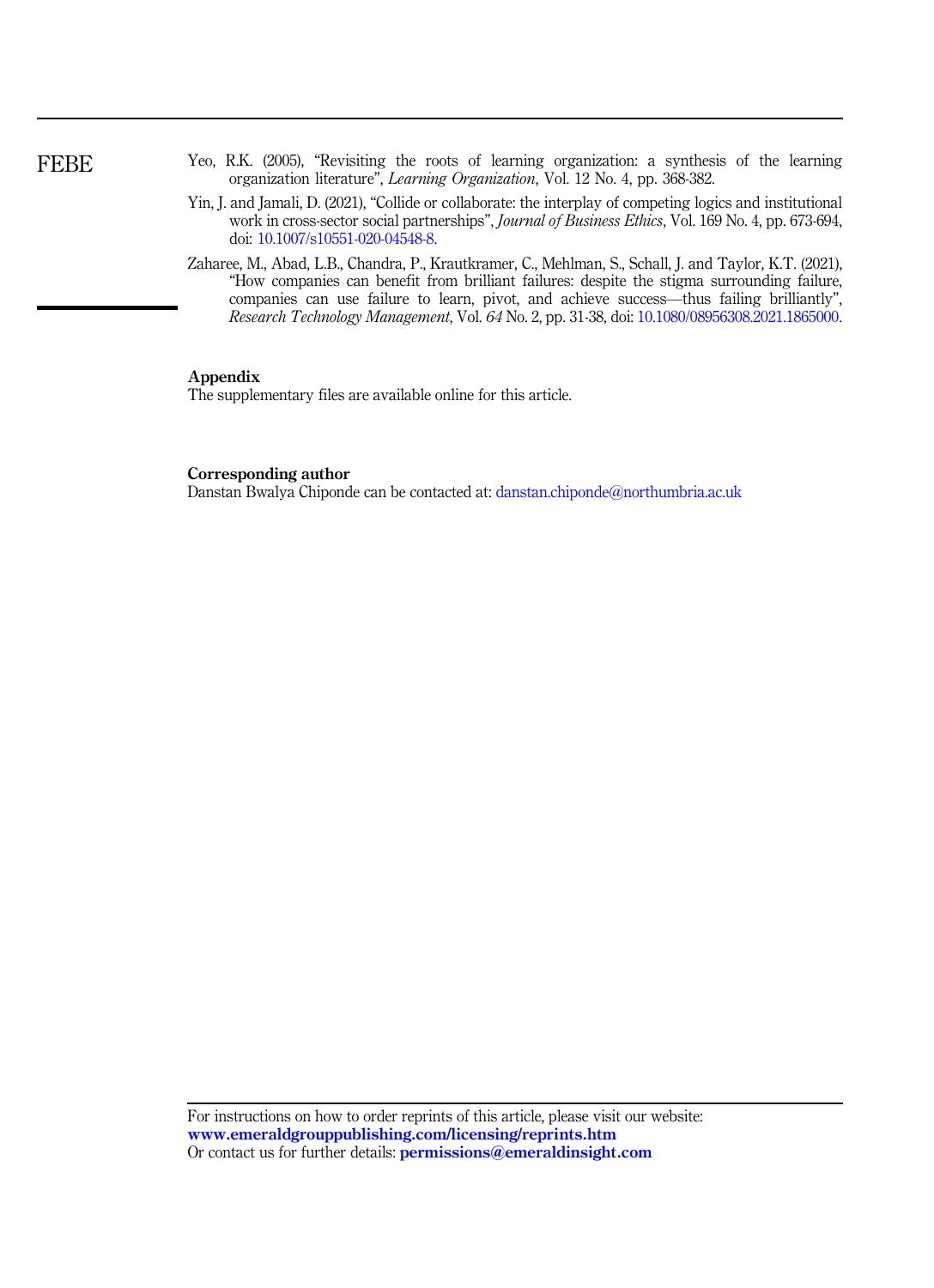Yeo, R.K. (2005), "Revisiting the roots of learning organization: a synthesis of the learning organization literature", *Learning Organization*, Vol. 12 No. 4, pp. 368-382.

Yin, J. and Jamali, D. (2021), "Collide or collaborate: the interplay of competing logics and institutional work in cross-sector social partnerships", *Journal of Business Ethics*, Vol. 169 No. 4, pp. 673-694, doi: 10.1007/s10551-020-04548-8.

Zaharee, M., Abad, L.B., Chandra, P., Krautkramer, C., Mehlman, S., Schall, J. and Taylor, K.T. (2021), "How companies can benefit from brilliant failures: despite the stigma surrounding failure, companies can use failure to learn, pivot, and achieve success—thus failing brilliantly", *Research Technology Management*, Vol. *64* No. 2, pp. 31-38, doi: 10.1080/08956308.2021.1865000.

**Appendix**

The supplementary files are available online for this article.

**Corresponding author**

Danstan Bwalya Chiponde can be contacted at: danstan.chiponde@northumbria.ac.uk

For instructions on how to order reprints of this article, please visit our website:
**www.emeraldgrouppublishing.com/licensing/reprints.htm**
Or contact us for further details: **permissions@emeraldinsight.com**